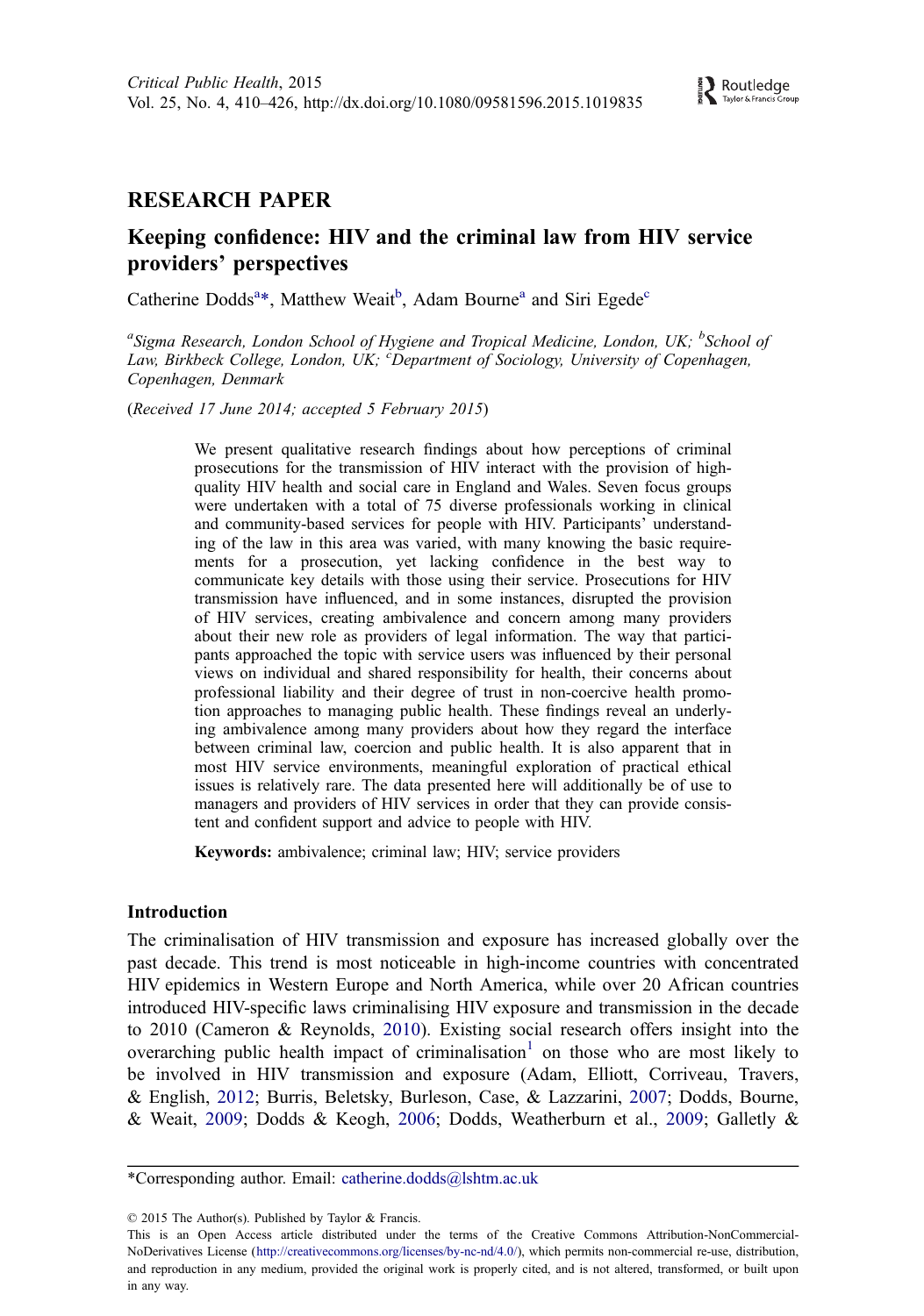## RESEARCH PAPER

# Keeping confidence: HIV and the criminal law from HIV service providers' perspectives

Catherine Dodds[a]*, Matthew Weait[b], Adam Bourne[a] and Siri Egede[c]

[a]Sigma Research, London School of Hygiene and Tropical Medicine, London, UK; [b]School of Law, Birkbeck College, London, UK; [c]Department of Sociology, University of Copenhagen, Copenhagen, Denmark

(*Received 17 June 2014; accepted 5 February 2015*)

We present qualitative research findings about how perceptions of criminal prosecutions for the transmission of HIV interact with the provision of high-quality HIV health and social care in England and Wales. Seven focus groups were undertaken with a total of 75 diverse professionals working in clinical and community-based services for people with HIV. Participants' understanding of the law in this area was varied, with many knowing the basic requirements for a prosecution, yet lacking confidence in the best way to communicate key details with those using their service. Prosecutions for HIV transmission have influenced, and in some instances, disrupted the provision of HIV services, creating ambivalence and concern among many providers about their new role as providers of legal information. The way that participants approached the topic with service users was influenced by their personal views on individual and shared responsibility for health, their concerns about professional liability and their degree of trust in non-coercive health promotion approaches to managing public health. These findings reveal an underlying ambivalence among many providers about how they regard the interface between criminal law, coercion and public health. It is also apparent that in most HIV service environments, meaningful exploration of practical ethical issues is relatively rare. The data presented here will additionally be of use to managers and providers of HIV services in order that they can provide consistent and confident support and advice to people with HIV.

**Keywords:** ambivalence; criminal law; HIV; service providers

## Introduction

The criminalisation of HIV transmission and exposure has increased globally over the past decade. This trend is most noticeable in high-income countries with concentrated HIV epidemics in Western Europe and North America, while over 20 African countries introduced HIV-specific laws criminalising HIV exposure and transmission in the decade to 2010 (Cameron & Reynolds, 2010). Existing social research offers insight into the overarching public health impact of criminalisation[1] on those who are most likely to be involved in HIV transmission and exposure (Adam, Elliott, Corriveau, Travers, & English, 2012; Burris, Beletsky, Burleson, Case, & Lazzarini, 2007; Dodds, Bourne, & Weait, 2009; Dodds & Keogh, 2006; Dodds, Weatherburn et al., 2009; Galletly &

---

*Corresponding author. Email: catherine.dodds@lshtm.ac.uk

© 2015 The Author(s). Published by Taylor & Francis.
This is an Open Access article distributed under the terms of the Creative Commons Attribution-NonCommercial-NoDerivatives License (http://creativecommons.org/licenses/by-nc-nd/4.0/), which permits non-commercial re-use, distribution, and reproduction in any medium, provided the original work is properly cited, and is not altered, transformed, or built upon in any way.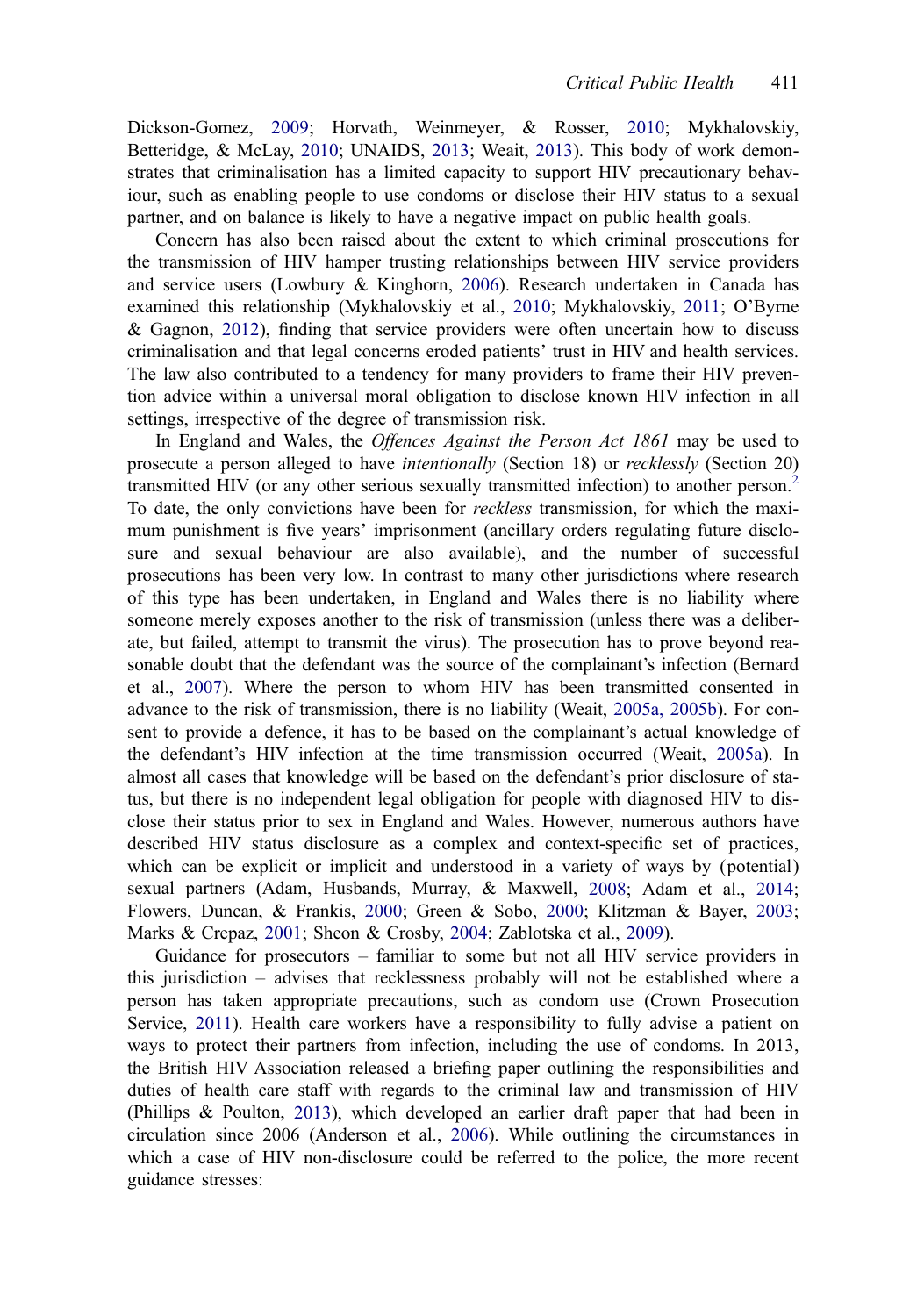Dickson-Gomez, 2009; Horvath, Weinmeyer, & Rosser, 2010; Mykhalovskiy, Betteridge, & McLay, 2010; UNAIDS, 2013; Weait, 2013). This body of work demonstrates that criminalisation has a limited capacity to support HIV precautionary behaviour, such as enabling people to use condoms or disclose their HIV status to a sexual partner, and on balance is likely to have a negative impact on public health goals.

Concern has also been raised about the extent to which criminal prosecutions for the transmission of HIV hamper trusting relationships between HIV service providers and service users (Lowbury & Kinghorn, 2006). Research undertaken in Canada has examined this relationship (Mykhalovskiy et al., 2010; Mykhalovskiy, 2011; O'Byrne & Gagnon, 2012), finding that service providers were often uncertain how to discuss criminalisation and that legal concerns eroded patients' trust in HIV and health services. The law also contributed to a tendency for many providers to frame their HIV prevention advice within a universal moral obligation to disclose known HIV infection in all settings, irrespective of the degree of transmission risk.

In England and Wales, the *Offences Against the Person Act 1861* may be used to prosecute a person alleged to have *intentionally* (Section 18) or *recklessly* (Section 20) transmitted HIV (or any other serious sexually transmitted infection) to another person.[2] To date, the only convictions have been for *reckless* transmission, for which the maximum punishment is five years' imprisonment (ancillary orders regulating future disclosure and sexual behaviour are also available), and the number of successful prosecutions has been very low. In contrast to many other jurisdictions where research of this type has been undertaken, in England and Wales there is no liability where someone merely exposes another to the risk of transmission (unless there was a deliberate, but failed, attempt to transmit the virus). The prosecution has to prove beyond reasonable doubt that the defendant was the source of the complainant's infection (Bernard et al., 2007). Where the person to whom HIV has been transmitted consented in advance to the risk of transmission, there is no liability (Weait, 2005a, 2005b). For consent to provide a defence, it has to be based on the complainant's actual knowledge of the defendant's HIV infection at the time transmission occurred (Weait, 2005a). In almost all cases that knowledge will be based on the defendant's prior disclosure of status, but there is no independent legal obligation for people with diagnosed HIV to disclose their status prior to sex in England and Wales. However, numerous authors have described HIV status disclosure as a complex and context-specific set of practices, which can be explicit or implicit and understood in a variety of ways by (potential) sexual partners (Adam, Husbands, Murray, & Maxwell, 2008; Adam et al., 2014; Flowers, Duncan, & Frankis, 2000; Green & Sobo, 2000; Klitzman & Bayer, 2003; Marks & Crepaz, 2001; Sheon & Crosby, 2004; Zablotska et al., 2009).

Guidance for prosecutors – familiar to some but not all HIV service providers in this jurisdiction – advises that recklessness probably will not be established where a person has taken appropriate precautions, such as condom use (Crown Prosecution Service, 2011). Health care workers have a responsibility to fully advise a patient on ways to protect their partners from infection, including the use of condoms. In 2013, the British HIV Association released a briefing paper outlining the responsibilities and duties of health care staff with regards to the criminal law and transmission of HIV (Phillips & Poulton, 2013), which developed an earlier draft paper that had been in circulation since 2006 (Anderson et al., 2006). While outlining the circumstances in which a case of HIV non-disclosure could be referred to the police, the more recent guidance stresses: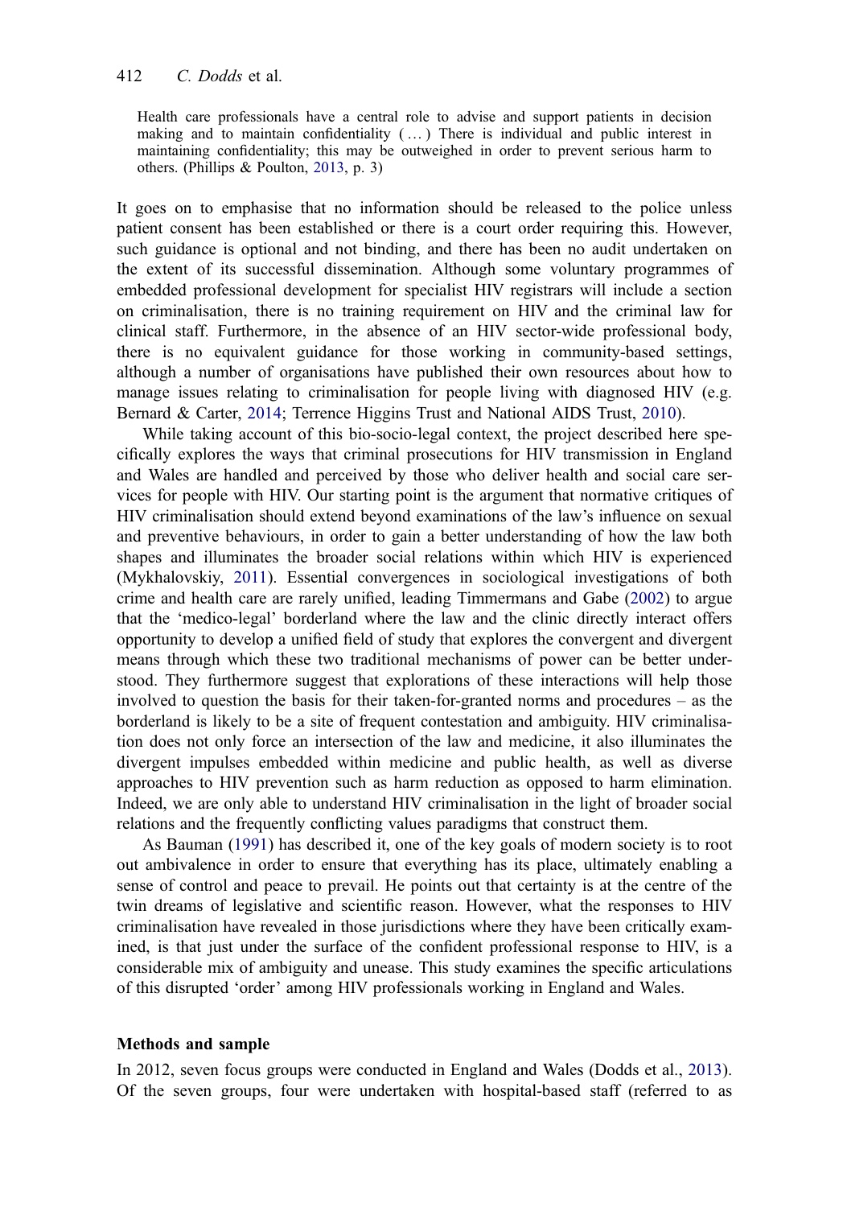> Health care professionals have a central role to advise and support patients in decision making and to maintain confidentiality ( … ) There is individual and public interest in maintaining confidentiality; this may be outweighed in order to prevent serious harm to others. (Phillips & Poulton, 2013, p. 3)

It goes on to emphasise that no information should be released to the police unless patient consent has been established or there is a court order requiring this. However, such guidance is optional and not binding, and there has been no audit undertaken on the extent of its successful dissemination. Although some voluntary programmes of embedded professional development for specialist HIV registrars will include a section on criminalisation, there is no training requirement on HIV and the criminal law for clinical staff. Furthermore, in the absence of an HIV sector-wide professional body, there is no equivalent guidance for those working in community-based settings, although a number of organisations have published their own resources about how to manage issues relating to criminalisation for people living with diagnosed HIV (e.g. Bernard & Carter, 2014; Terrence Higgins Trust and National AIDS Trust, 2010).

While taking account of this bio-socio-legal context, the project described here specifically explores the ways that criminal prosecutions for HIV transmission in England and Wales are handled and perceived by those who deliver health and social care services for people with HIV. Our starting point is the argument that normative critiques of HIV criminalisation should extend beyond examinations of the law's influence on sexual and preventive behaviours, in order to gain a better understanding of how the law both shapes and illuminates the broader social relations within which HIV is experienced (Mykhalovskiy, 2011). Essential convergences in sociological investigations of both crime and health care are rarely unified, leading Timmermans and Gabe (2002) to argue that the 'medico-legal' borderland where the law and the clinic directly interact offers opportunity to develop a unified field of study that explores the convergent and divergent means through which these two traditional mechanisms of power can be better understood. They furthermore suggest that explorations of these interactions will help those involved to question the basis for their taken-for-granted norms and procedures – as the borderland is likely to be a site of frequent contestation and ambiguity. HIV criminalisation does not only force an intersection of the law and medicine, it also illuminates the divergent impulses embedded within medicine and public health, as well as diverse approaches to HIV prevention such as harm reduction as opposed to harm elimination. Indeed, we are only able to understand HIV criminalisation in the light of broader social relations and the frequently conflicting values paradigms that construct them.

As Bauman (1991) has described it, one of the key goals of modern society is to root out ambivalence in order to ensure that everything has its place, ultimately enabling a sense of control and peace to prevail. He points out that certainty is at the centre of the twin dreams of legislative and scientific reason. However, what the responses to HIV criminalisation have revealed in those jurisdictions where they have been critically examined, is that just under the surface of the confident professional response to HIV, is a considerable mix of ambiguity and unease. This study examines the specific articulations of this disrupted 'order' among HIV professionals working in England and Wales.

### Methods and sample

In 2012, seven focus groups were conducted in England and Wales (Dodds et al., 2013). Of the seven groups, four were undertaken with hospital-based staff (referred to as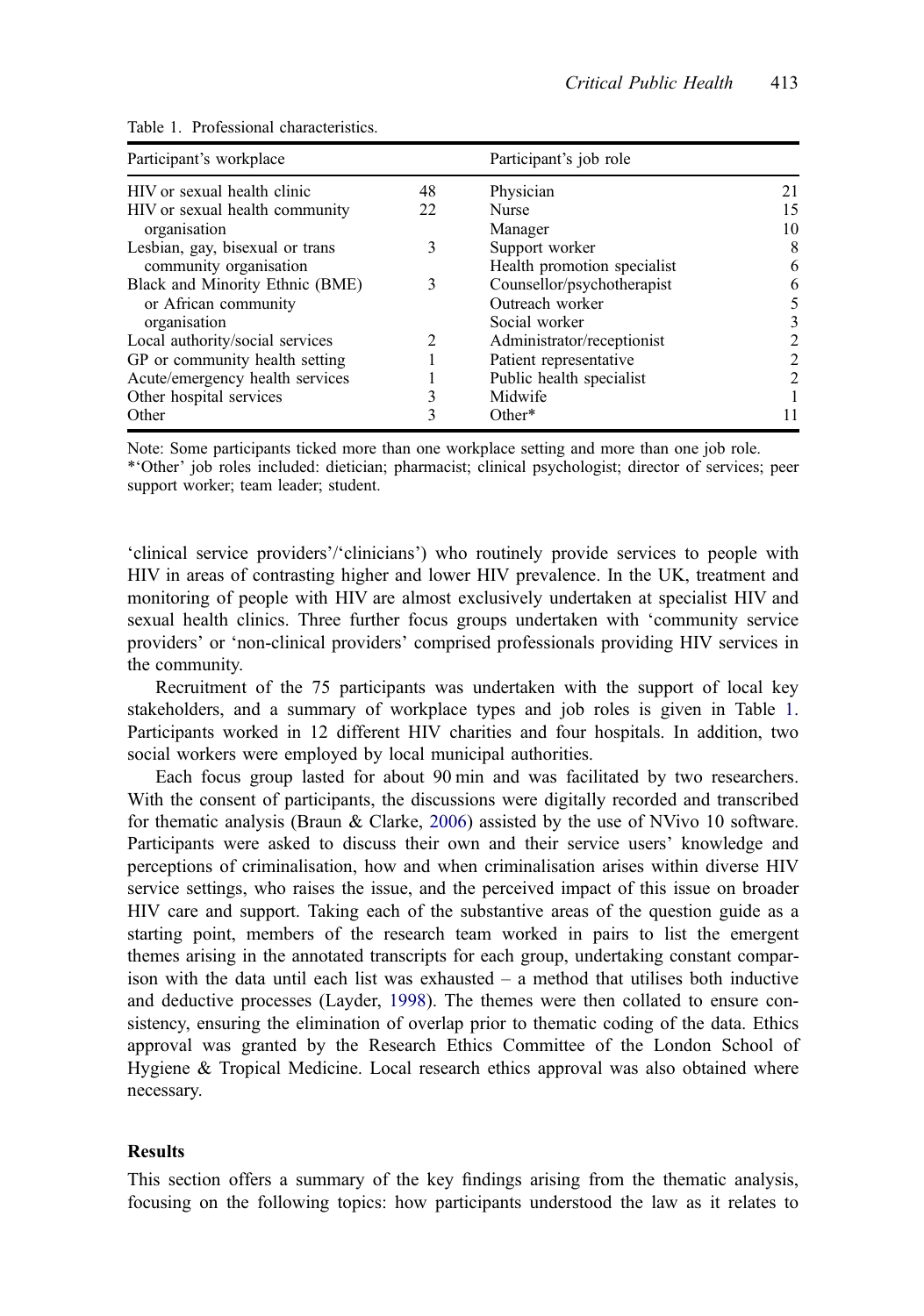Table 1. Professional characteristics.

| Participant's workplace | | Participant's job role | |
|---|---|---|---|
| HIV or sexual health clinic | 48 | Physician | 21 |
| HIV or sexual health community organisation | 22 | Nurse | 15 |
| | | Manager | 10 |
| Lesbian, gay, bisexual or trans community organisation | 3 | Support worker | 8 |
| | | Health promotion specialist | 6 |
| Black and Minority Ethnic (BME) or African community organisation | 3 | Counsellor/psychotherapist | 6 |
| | | Outreach worker | 5 |
| | | Social worker | 3 |
| Local authority/social services | 2 | Administrator/receptionist | 2 |
| GP or community health setting | 1 | Patient representative | 2 |
| Acute/emergency health services | 1 | Public health specialist | 2 |
| Other hospital services | 3 | Midwife | 1 |
| Other | 3 | Other* | 11 |

Note: Some participants ticked more than one workplace setting and more than one job role.
*'Other' job roles included: dietician; pharmacist; clinical psychologist; director of services; peer support worker; team leader; student.

'clinical service providers'/'clinicians') who routinely provide services to people with HIV in areas of contrasting higher and lower HIV prevalence. In the UK, treatment and monitoring of people with HIV are almost exclusively undertaken at specialist HIV and sexual health clinics. Three further focus groups undertaken with 'community service providers' or 'non-clinical providers' comprised professionals providing HIV services in the community.

Recruitment of the 75 participants was undertaken with the support of local key stakeholders, and a summary of workplace types and job roles is given in Table 1. Participants worked in 12 different HIV charities and four hospitals. In addition, two social workers were employed by local municipal authorities.

Each focus group lasted for about 90 min and was facilitated by two researchers. With the consent of participants, the discussions were digitally recorded and transcribed for thematic analysis (Braun & Clarke, 2006) assisted by the use of NVivo 10 software. Participants were asked to discuss their own and their service users' knowledge and perceptions of criminalisation, how and when criminalisation arises within diverse HIV service settings, who raises the issue, and the perceived impact of this issue on broader HIV care and support. Taking each of the substantive areas of the question guide as a starting point, members of the research team worked in pairs to list the emergent themes arising in the annotated transcripts for each group, undertaking constant comparison with the data until each list was exhausted – a method that utilises both inductive and deductive processes (Layder, 1998). The themes were then collated to ensure consistency, ensuring the elimination of overlap prior to thematic coding of the data. Ethics approval was granted by the Research Ethics Committee of the London School of Hygiene & Tropical Medicine. Local research ethics approval was also obtained where necessary.

## Results

This section offers a summary of the key findings arising from the thematic analysis, focusing on the following topics: how participants understood the law as it relates to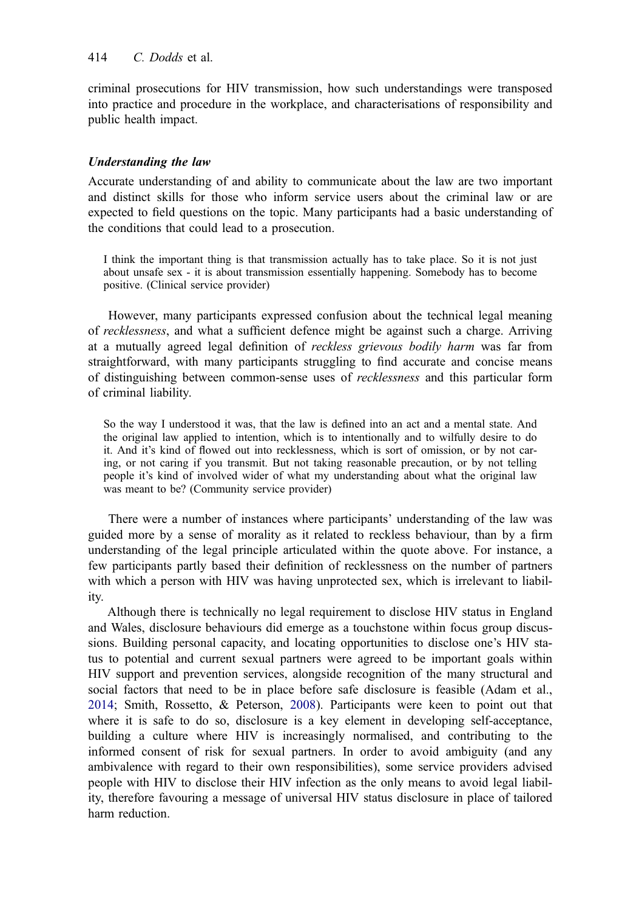criminal prosecutions for HIV transmission, how such understandings were transposed into practice and procedure in the workplace, and characterisations of responsibility and public health impact.

### *Understanding the law*

Accurate understanding of and ability to communicate about the law are two important and distinct skills for those who inform service users about the criminal law or are expected to field questions on the topic. Many participants had a basic understanding of the conditions that could lead to a prosecution.

> I think the important thing is that transmission actually has to take place. So it is not just about unsafe sex - it is about transmission essentially happening. Somebody has to become positive. (Clinical service provider)

However, many participants expressed confusion about the technical legal meaning of *recklessness*, and what a sufficient defence might be against such a charge. Arriving at a mutually agreed legal definition of *reckless grievous bodily harm* was far from straightforward, with many participants struggling to find accurate and concise means of distinguishing between common-sense uses of *recklessness* and this particular form of criminal liability.

> So the way I understood it was, that the law is defined into an act and a mental state. And the original law applied to intention, which is to intentionally and to wilfully desire to do it. And it's kind of flowed out into recklessness, which is sort of omission, or by not caring, or not caring if you transmit. But not taking reasonable precaution, or by not telling people it's kind of involved wider of what my understanding about what the original law was meant to be? (Community service provider)

There were a number of instances where participants' understanding of the law was guided more by a sense of morality as it related to reckless behaviour, than by a firm understanding of the legal principle articulated within the quote above. For instance, a few participants partly based their definition of recklessness on the number of partners with which a person with HIV was having unprotected sex, which is irrelevant to liability.

Although there is technically no legal requirement to disclose HIV status in England and Wales, disclosure behaviours did emerge as a touchstone within focus group discussions. Building personal capacity, and locating opportunities to disclose one's HIV status to potential and current sexual partners were agreed to be important goals within HIV support and prevention services, alongside recognition of the many structural and social factors that need to be in place before safe disclosure is feasible (Adam et al., 2014; Smith, Rossetto, & Peterson, 2008). Participants were keen to point out that where it is safe to do so, disclosure is a key element in developing self-acceptance, building a culture where HIV is increasingly normalised, and contributing to the informed consent of risk for sexual partners. In order to avoid ambiguity (and any ambivalence with regard to their own responsibilities), some service providers advised people with HIV to disclose their HIV infection as the only means to avoid legal liability, therefore favouring a message of universal HIV status disclosure in place of tailored harm reduction.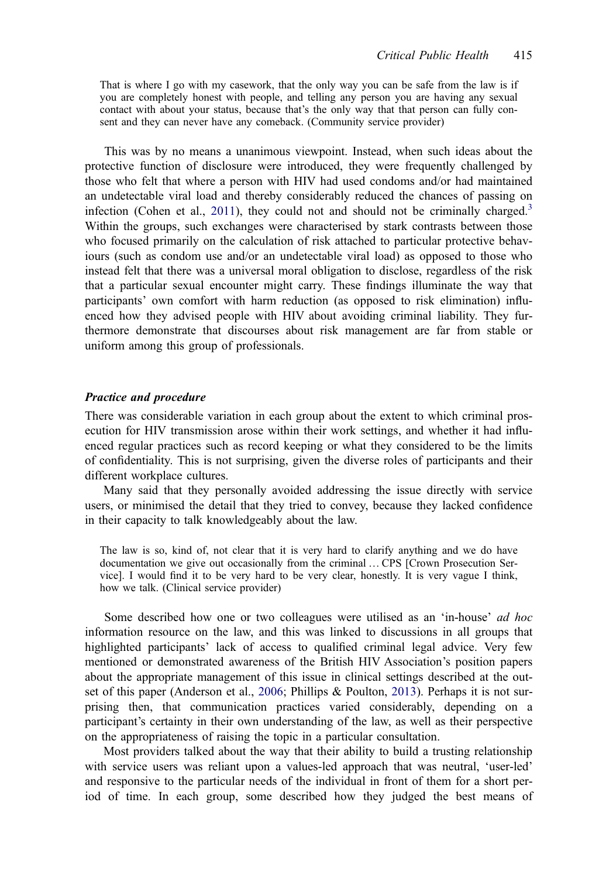> That is where I go with my casework, that the only way you can be safe from the law is if you are completely honest with people, and telling any person you are having any sexual contact with about your status, because that's the only way that that person can fully consent and they can never have any comeback. (Community service provider)

This was by no means a unanimous viewpoint. Instead, when such ideas about the protective function of disclosure were introduced, they were frequently challenged by those who felt that where a person with HIV had used condoms and/or had maintained an undetectable viral load and thereby considerably reduced the chances of passing on infection (Cohen et al., 2011), they could not and should not be criminally charged.[3] Within the groups, such exchanges were characterised by stark contrasts between those who focused primarily on the calculation of risk attached to particular protective behaviours (such as condom use and/or an undetectable viral load) as opposed to those who instead felt that there was a universal moral obligation to disclose, regardless of the risk that a particular sexual encounter might carry. These findings illuminate the way that participants' own comfort with harm reduction (as opposed to risk elimination) influenced how they advised people with HIV about avoiding criminal liability. They furthermore demonstrate that discourses about risk management are far from stable or uniform among this group of professionals.

### *Practice and procedure*

There was considerable variation in each group about the extent to which criminal prosecution for HIV transmission arose within their work settings, and whether it had influenced regular practices such as record keeping or what they considered to be the limits of confidentiality. This is not surprising, given the diverse roles of participants and their different workplace cultures.

Many said that they personally avoided addressing the issue directly with service users, or minimised the detail that they tried to convey, because they lacked confidence in their capacity to talk knowledgeably about the law.

> The law is so, kind of, not clear that it is very hard to clarify anything and we do have documentation we give out occasionally from the criminal … CPS [Crown Prosecution Service]. I would find it to be very hard to be very clear, honestly. It is very vague I think, how we talk. (Clinical service provider)

Some described how one or two colleagues were utilised as an 'in-house' *ad hoc* information resource on the law, and this was linked to discussions in all groups that highlighted participants' lack of access to qualified criminal legal advice. Very few mentioned or demonstrated awareness of the British HIV Association's position papers about the appropriate management of this issue in clinical settings described at the outset of this paper (Anderson et al., 2006; Phillips & Poulton, 2013). Perhaps it is not surprising then, that communication practices varied considerably, depending on a participant's certainty in their own understanding of the law, as well as their perspective on the appropriateness of raising the topic in a particular consultation.

Most providers talked about the way that their ability to build a trusting relationship with service users was reliant upon a values-led approach that was neutral, 'user-led' and responsive to the particular needs of the individual in front of them for a short period of time. In each group, some described how they judged the best means of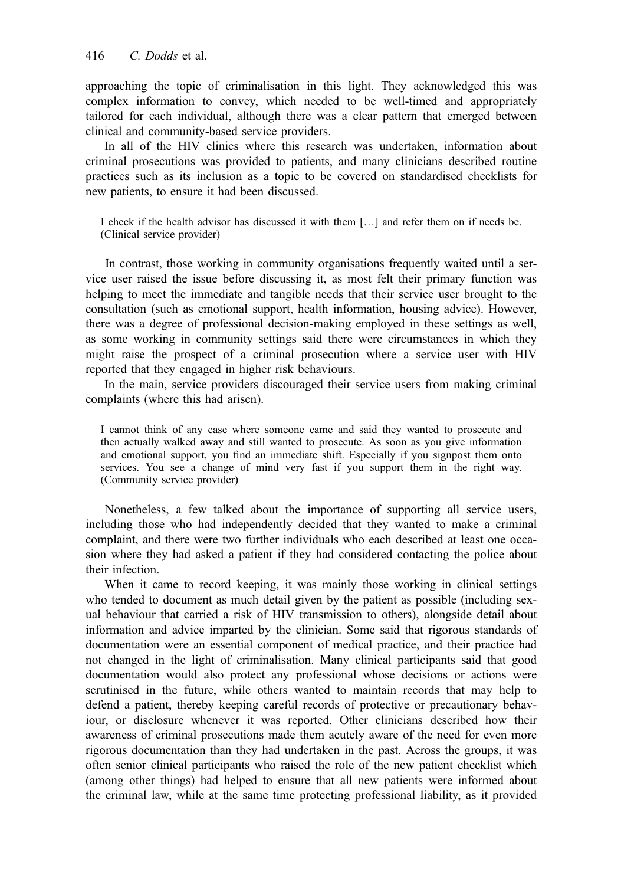approaching the topic of criminalisation in this light. They acknowledged this was complex information to convey, which needed to be well-timed and appropriately tailored for each individual, although there was a clear pattern that emerged between clinical and community-based service providers.

In all of the HIV clinics where this research was undertaken, information about criminal prosecutions was provided to patients, and many clinicians described routine practices such as its inclusion as a topic to be covered on standardised checklists for new patients, to ensure it had been discussed.

> I check if the health advisor has discussed it with them […] and refer them on if needs be. (Clinical service provider)

In contrast, those working in community organisations frequently waited until a service user raised the issue before discussing it, as most felt their primary function was helping to meet the immediate and tangible needs that their service user brought to the consultation (such as emotional support, health information, housing advice). However, there was a degree of professional decision-making employed in these settings as well, as some working in community settings said there were circumstances in which they might raise the prospect of a criminal prosecution where a service user with HIV reported that they engaged in higher risk behaviours.

In the main, service providers discouraged their service users from making criminal complaints (where this had arisen).

> I cannot think of any case where someone came and said they wanted to prosecute and then actually walked away and still wanted to prosecute. As soon as you give information and emotional support, you find an immediate shift. Especially if you signpost them onto services. You see a change of mind very fast if you support them in the right way. (Community service provider)

Nonetheless, a few talked about the importance of supporting all service users, including those who had independently decided that they wanted to make a criminal complaint, and there were two further individuals who each described at least one occasion where they had asked a patient if they had considered contacting the police about their infection.

When it came to record keeping, it was mainly those working in clinical settings who tended to document as much detail given by the patient as possible (including sexual behaviour that carried a risk of HIV transmission to others), alongside detail about information and advice imparted by the clinician. Some said that rigorous standards of documentation were an essential component of medical practice, and their practice had not changed in the light of criminalisation. Many clinical participants said that good documentation would also protect any professional whose decisions or actions were scrutinised in the future, while others wanted to maintain records that may help to defend a patient, thereby keeping careful records of protective or precautionary behaviour, or disclosure whenever it was reported. Other clinicians described how their awareness of criminal prosecutions made them acutely aware of the need for even more rigorous documentation than they had undertaken in the past. Across the groups, it was often senior clinical participants who raised the role of the new patient checklist which (among other things) had helped to ensure that all new patients were informed about the criminal law, while at the same time protecting professional liability, as it provided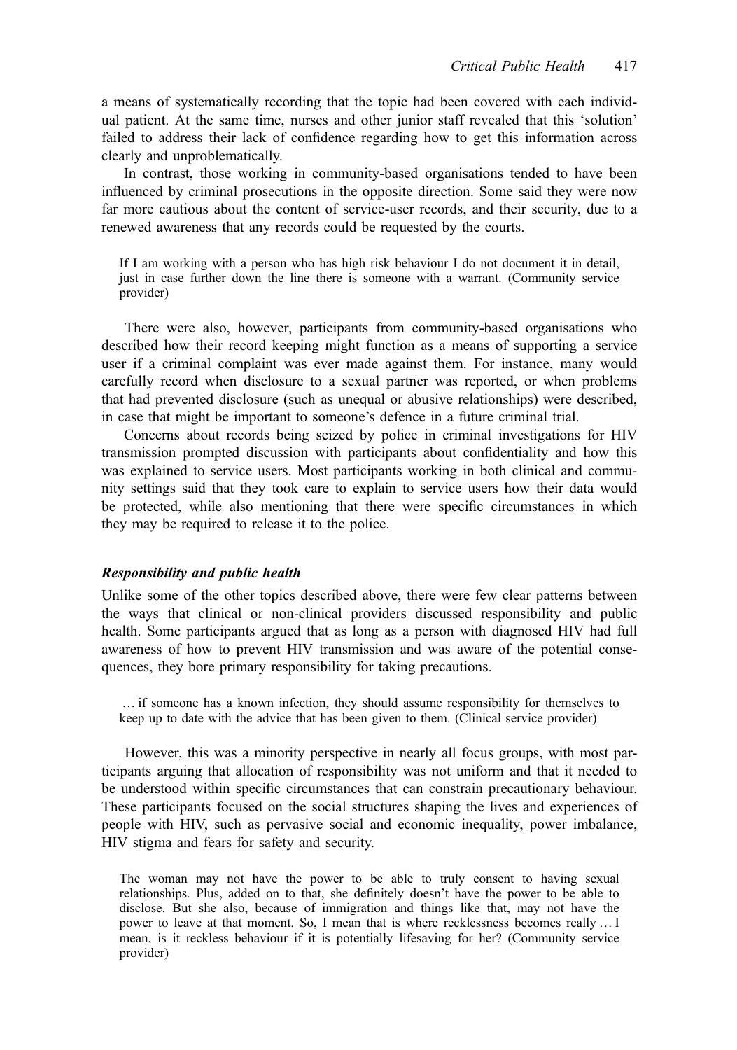a means of systematically recording that the topic had been covered with each individual patient. At the same time, nurses and other junior staff revealed that this 'solution' failed to address their lack of confidence regarding how to get this information across clearly and unproblematically.

In contrast, those working in community-based organisations tended to have been influenced by criminal prosecutions in the opposite direction. Some said they were now far more cautious about the content of service-user records, and their security, due to a renewed awareness that any records could be requested by the courts.

> If I am working with a person who has high risk behaviour I do not document it in detail, just in case further down the line there is someone with a warrant. (Community service provider)

There were also, however, participants from community-based organisations who described how their record keeping might function as a means of supporting a service user if a criminal complaint was ever made against them. For instance, many would carefully record when disclosure to a sexual partner was reported, or when problems that had prevented disclosure (such as unequal or abusive relationships) were described, in case that might be important to someone's defence in a future criminal trial.

Concerns about records being seized by police in criminal investigations for HIV transmission prompted discussion with participants about confidentiality and how this was explained to service users. Most participants working in both clinical and community settings said that they took care to explain to service users how their data would be protected, while also mentioning that there were specific circumstances in which they may be required to release it to the police.

### *Responsibility and public health*

Unlike some of the other topics described above, there were few clear patterns between the ways that clinical or non-clinical providers discussed responsibility and public health. Some participants argued that as long as a person with diagnosed HIV had full awareness of how to prevent HIV transmission and was aware of the potential consequences, they bore primary responsibility for taking precautions.

> … if someone has a known infection, they should assume responsibility for themselves to keep up to date with the advice that has been given to them. (Clinical service provider)

However, this was a minority perspective in nearly all focus groups, with most participants arguing that allocation of responsibility was not uniform and that it needed to be understood within specific circumstances that can constrain precautionary behaviour. These participants focused on the social structures shaping the lives and experiences of people with HIV, such as pervasive social and economic inequality, power imbalance, HIV stigma and fears for safety and security.

> The woman may not have the power to be able to truly consent to having sexual relationships. Plus, added on to that, she definitely doesn't have the power to be able to disclose. But she also, because of immigration and things like that, may not have the power to leave at that moment. So, I mean that is where recklessness becomes really … I mean, is it reckless behaviour if it is potentially lifesaving for her? (Community service provider)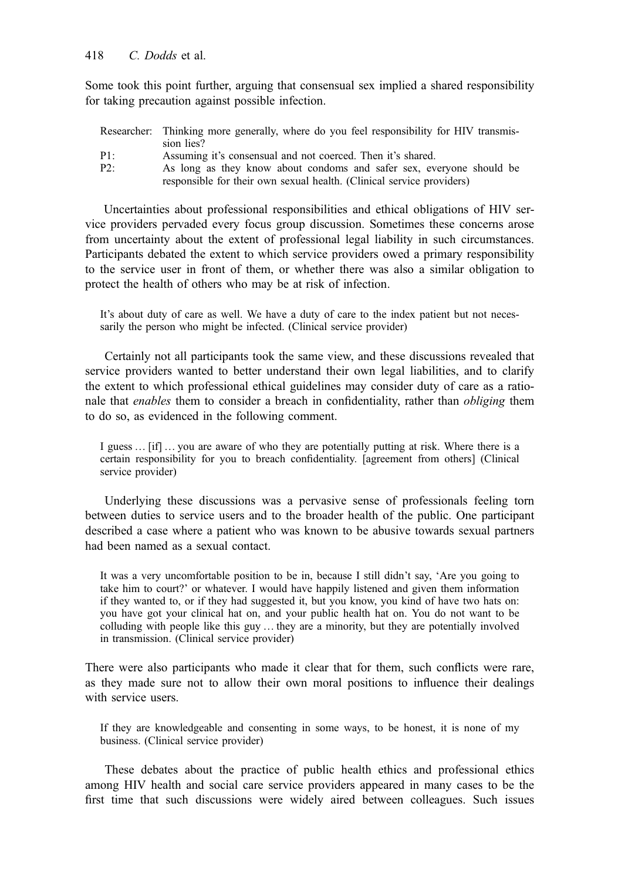Some took this point further, arguing that consensual sex implied a shared responsibility for taking precaution against possible infection.

> Researcher: Thinking more generally, where do you feel responsibility for HIV transmission lies?
> P1: Assuming it's consensual and not coerced. Then it's shared.
> P2: As long as they know about condoms and safer sex, everyone should be responsible for their own sexual health. (Clinical service providers)

Uncertainties about professional responsibilities and ethical obligations of HIV service providers pervaded every focus group discussion. Sometimes these concerns arose from uncertainty about the extent of professional legal liability in such circumstances. Participants debated the extent to which service providers owed a primary responsibility to the service user in front of them, or whether there was also a similar obligation to protect the health of others who may be at risk of infection.

> It's about duty of care as well. We have a duty of care to the index patient but not necessarily the person who might be infected. (Clinical service provider)

Certainly not all participants took the same view, and these discussions revealed that service providers wanted to better understand their own legal liabilities, and to clarify the extent to which professional ethical guidelines may consider duty of care as a rationale that *enables* them to consider a breach in confidentiality, rather than *obliging* them to do so, as evidenced in the following comment.

> I guess … [if] … you are aware of who they are potentially putting at risk. Where there is a certain responsibility for you to breach confidentiality. [agreement from others] (Clinical service provider)

Underlying these discussions was a pervasive sense of professionals feeling torn between duties to service users and to the broader health of the public. One participant described a case where a patient who was known to be abusive towards sexual partners had been named as a sexual contact.

> It was a very uncomfortable position to be in, because I still didn't say, 'Are you going to take him to court?' or whatever. I would have happily listened and given them information if they wanted to, or if they had suggested it, but you know, you kind of have two hats on: you have got your clinical hat on, and your public health hat on. You do not want to be colluding with people like this guy … they are a minority, but they are potentially involved in transmission. (Clinical service provider)

There were also participants who made it clear that for them, such conflicts were rare, as they made sure not to allow their own moral positions to influence their dealings with service users.

> If they are knowledgeable and consenting in some ways, to be honest, it is none of my business. (Clinical service provider)

These debates about the practice of public health ethics and professional ethics among HIV health and social care service providers appeared in many cases to be the first time that such discussions were widely aired between colleagues. Such issues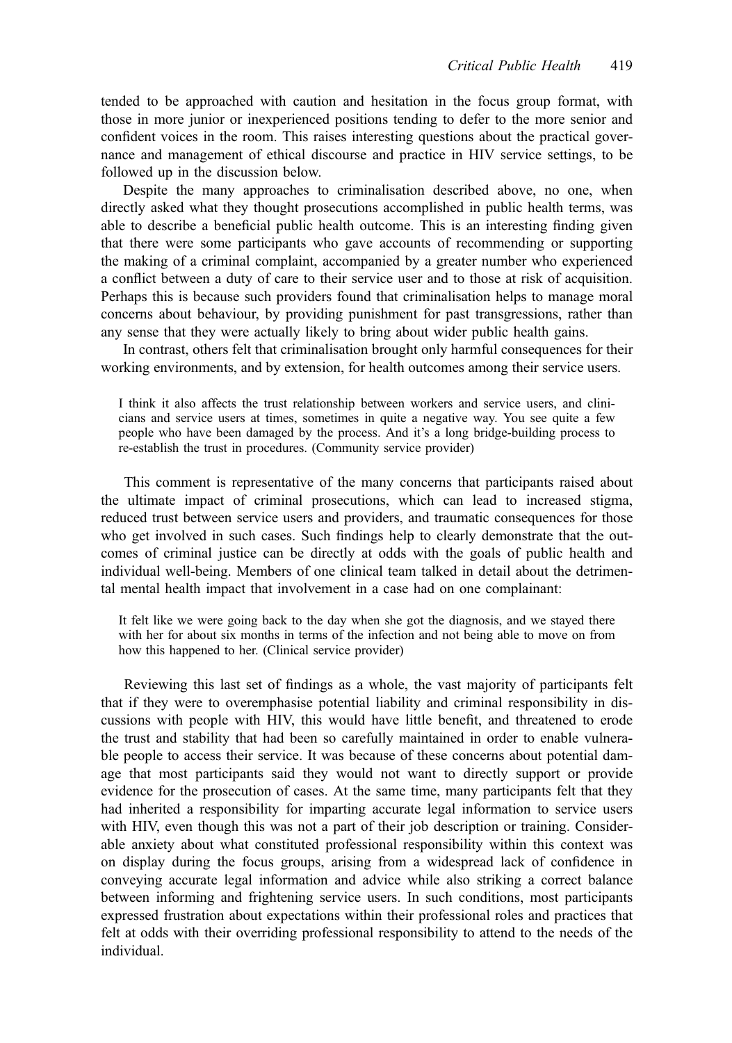tended to be approached with caution and hesitation in the focus group format, with those in more junior or inexperienced positions tending to defer to the more senior and confident voices in the room. This raises interesting questions about the practical governance and management of ethical discourse and practice in HIV service settings, to be followed up in the discussion below.

Despite the many approaches to criminalisation described above, no one, when directly asked what they thought prosecutions accomplished in public health terms, was able to describe a beneficial public health outcome. This is an interesting finding given that there were some participants who gave accounts of recommending or supporting the making of a criminal complaint, accompanied by a greater number who experienced a conflict between a duty of care to their service user and to those at risk of acquisition. Perhaps this is because such providers found that criminalisation helps to manage moral concerns about behaviour, by providing punishment for past transgressions, rather than any sense that they were actually likely to bring about wider public health gains.

In contrast, others felt that criminalisation brought only harmful consequences for their working environments, and by extension, for health outcomes among their service users.

> I think it also affects the trust relationship between workers and service users, and clinicians and service users at times, sometimes in quite a negative way. You see quite a few people who have been damaged by the process. And it's a long bridge-building process to re-establish the trust in procedures. (Community service provider)

This comment is representative of the many concerns that participants raised about the ultimate impact of criminal prosecutions, which can lead to increased stigma, reduced trust between service users and providers, and traumatic consequences for those who get involved in such cases. Such findings help to clearly demonstrate that the outcomes of criminal justice can be directly at odds with the goals of public health and individual well-being. Members of one clinical team talked in detail about the detrimental mental health impact that involvement in a case had on one complainant:

> It felt like we were going back to the day when she got the diagnosis, and we stayed there with her for about six months in terms of the infection and not being able to move on from how this happened to her. (Clinical service provider)

Reviewing this last set of findings as a whole, the vast majority of participants felt that if they were to overemphasise potential liability and criminal responsibility in discussions with people with HIV, this would have little benefit, and threatened to erode the trust and stability that had been so carefully maintained in order to enable vulnerable people to access their service. It was because of these concerns about potential damage that most participants said they would not want to directly support or provide evidence for the prosecution of cases. At the same time, many participants felt that they had inherited a responsibility for imparting accurate legal information to service users with HIV, even though this was not a part of their job description or training. Considerable anxiety about what constituted professional responsibility within this context was on display during the focus groups, arising from a widespread lack of confidence in conveying accurate legal information and advice while also striking a correct balance between informing and frightening service users. In such conditions, most participants expressed frustration about expectations within their professional roles and practices that felt at odds with their overriding professional responsibility to attend to the needs of the individual.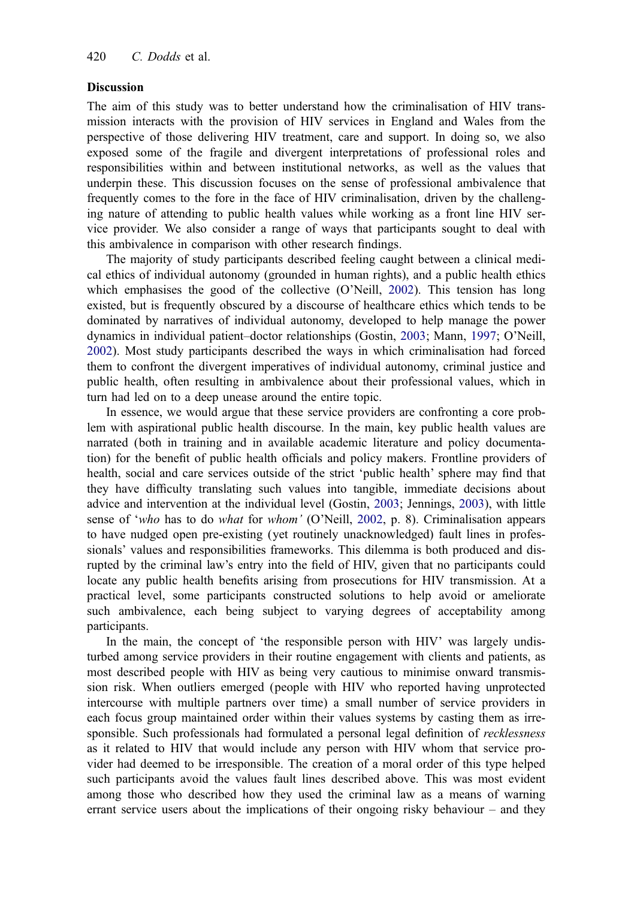## Discussion

The aim of this study was to better understand how the criminalisation of HIV transmission interacts with the provision of HIV services in England and Wales from the perspective of those delivering HIV treatment, care and support. In doing so, we also exposed some of the fragile and divergent interpretations of professional roles and responsibilities within and between institutional networks, as well as the values that underpin these. This discussion focuses on the sense of professional ambivalence that frequently comes to the fore in the face of HIV criminalisation, driven by the challenging nature of attending to public health values while working as a front line HIV service provider. We also consider a range of ways that participants sought to deal with this ambivalence in comparison with other research findings.

The majority of study participants described feeling caught between a clinical medical ethics of individual autonomy (grounded in human rights), and a public health ethics which emphasises the good of the collective (O'Neill, 2002). This tension has long existed, but is frequently obscured by a discourse of healthcare ethics which tends to be dominated by narratives of individual autonomy, developed to help manage the power dynamics in individual patient–doctor relationships (Gostin, 2003; Mann, 1997; O'Neill, 2002). Most study participants described the ways in which criminalisation had forced them to confront the divergent imperatives of individual autonomy, criminal justice and public health, often resulting in ambivalence about their professional values, which in turn had led on to a deep unease around the entire topic.

In essence, we would argue that these service providers are confronting a core problem with aspirational public health discourse. In the main, key public health values are narrated (both in training and in available academic literature and policy documentation) for the benefit of public health officials and policy makers. Frontline providers of health, social and care services outside of the strict 'public health' sphere may find that they have difficulty translating such values into tangible, immediate decisions about advice and intervention at the individual level (Gostin, 2003; Jennings, 2003), with little sense of '*who* has to do *what* for *whom'* (O'Neill, 2002, p. 8). Criminalisation appears to have nudged open pre-existing (yet routinely unacknowledged) fault lines in professionals' values and responsibilities frameworks. This dilemma is both produced and disrupted by the criminal law's entry into the field of HIV, given that no participants could locate any public health benefits arising from prosecutions for HIV transmission. At a practical level, some participants constructed solutions to help avoid or ameliorate such ambivalence, each being subject to varying degrees of acceptability among participants.

In the main, the concept of 'the responsible person with HIV' was largely undisturbed among service providers in their routine engagement with clients and patients, as most described people with HIV as being very cautious to minimise onward transmission risk. When outliers emerged (people with HIV who reported having unprotected intercourse with multiple partners over time) a small number of service providers in each focus group maintained order within their values systems by casting them as irresponsible. Such professionals had formulated a personal legal definition of *recklessness* as it related to HIV that would include any person with HIV whom that service provider had deemed to be irresponsible. The creation of a moral order of this type helped such participants avoid the values fault lines described above. This was most evident among those who described how they used the criminal law as a means of warning errant service users about the implications of their ongoing risky behaviour – and they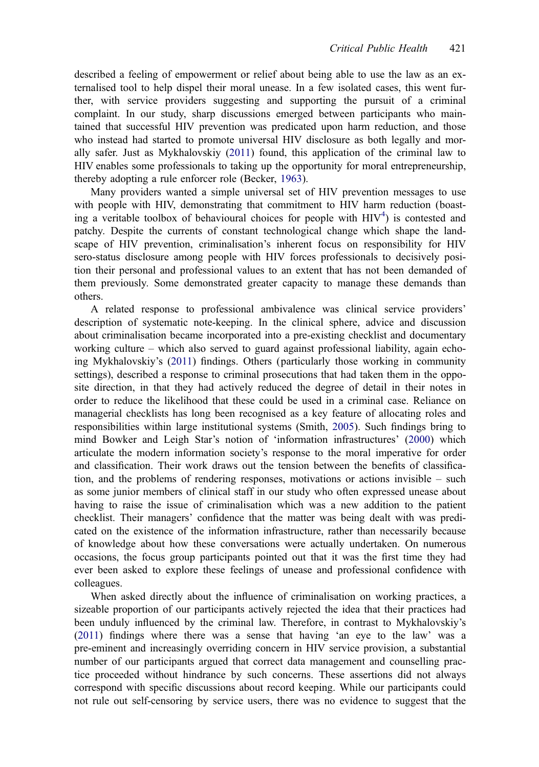described a feeling of empowerment or relief about being able to use the law as an externalised tool to help dispel their moral unease. In a few isolated cases, this went further, with service providers suggesting and supporting the pursuit of a criminal complaint. In our study, sharp discussions emerged between participants who maintained that successful HIV prevention was predicated upon harm reduction, and those who instead had started to promote universal HIV disclosure as both legally and morally safer. Just as Mykhalovskiy (2011) found, this application of the criminal law to HIV enables some professionals to taking up the opportunity for moral entrepreneurship, thereby adopting a rule enforcer role (Becker, 1963).

Many providers wanted a simple universal set of HIV prevention messages to use with people with HIV, demonstrating that commitment to HIV harm reduction (boasting a veritable toolbox of behavioural choices for people with HIV[4]) is contested and patchy. Despite the currents of constant technological change which shape the landscape of HIV prevention, criminalisation's inherent focus on responsibility for HIV sero-status disclosure among people with HIV forces professionals to decisively position their personal and professional values to an extent that has not been demanded of them previously. Some demonstrated greater capacity to manage these demands than others.

A related response to professional ambivalence was clinical service providers' description of systematic note-keeping. In the clinical sphere, advice and discussion about criminalisation became incorporated into a pre-existing checklist and documentary working culture – which also served to guard against professional liability, again echoing Mykhalovskiy's (2011) findings. Others (particularly those working in community settings), described a response to criminal prosecutions that had taken them in the opposite direction, in that they had actively reduced the degree of detail in their notes in order to reduce the likelihood that these could be used in a criminal case. Reliance on managerial checklists has long been recognised as a key feature of allocating roles and responsibilities within large institutional systems (Smith, 2005). Such findings bring to mind Bowker and Leigh Star's notion of 'information infrastructures' (2000) which articulate the modern information society's response to the moral imperative for order and classification. Their work draws out the tension between the benefits of classification, and the problems of rendering responses, motivations or actions invisible – such as some junior members of clinical staff in our study who often expressed unease about having to raise the issue of criminalisation which was a new addition to the patient checklist. Their managers' confidence that the matter was being dealt with was predicated on the existence of the information infrastructure, rather than necessarily because of knowledge about how these conversations were actually undertaken. On numerous occasions, the focus group participants pointed out that it was the first time they had ever been asked to explore these feelings of unease and professional confidence with colleagues.

When asked directly about the influence of criminalisation on working practices, a sizeable proportion of our participants actively rejected the idea that their practices had been unduly influenced by the criminal law. Therefore, in contrast to Mykhalovskiy's (2011) findings where there was a sense that having 'an eye to the law' was a pre-eminent and increasingly overriding concern in HIV service provision, a substantial number of our participants argued that correct data management and counselling practice proceeded without hindrance by such concerns. These assertions did not always correspond with specific discussions about record keeping. While our participants could not rule out self-censoring by service users, there was no evidence to suggest that the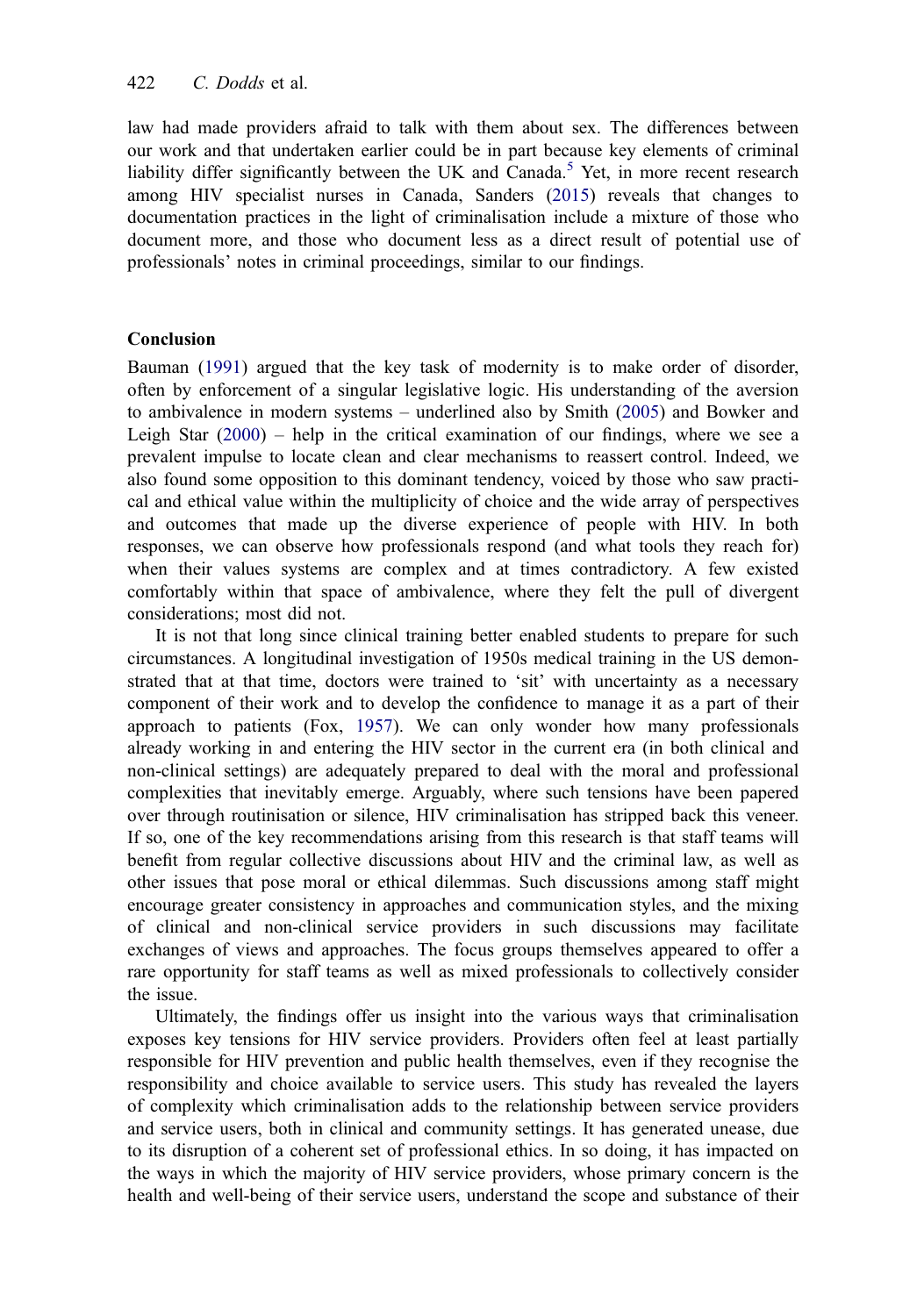law had made providers afraid to talk with them about sex. The differences between our work and that undertaken earlier could be in part because key elements of criminal liability differ significantly between the UK and Canada.[5] Yet, in more recent research among HIV specialist nurses in Canada, Sanders (2015) reveals that changes to documentation practices in the light of criminalisation include a mixture of those who document more, and those who document less as a direct result of potential use of professionals' notes in criminal proceedings, similar to our findings.

## Conclusion

Bauman (1991) argued that the key task of modernity is to make order of disorder, often by enforcement of a singular legislative logic. His understanding of the aversion to ambivalence in modern systems – underlined also by Smith (2005) and Bowker and Leigh Star (2000) – help in the critical examination of our findings, where we see a prevalent impulse to locate clean and clear mechanisms to reassert control. Indeed, we also found some opposition to this dominant tendency, voiced by those who saw practical and ethical value within the multiplicity of choice and the wide array of perspectives and outcomes that made up the diverse experience of people with HIV. In both responses, we can observe how professionals respond (and what tools they reach for) when their values systems are complex and at times contradictory. A few existed comfortably within that space of ambivalence, where they felt the pull of divergent considerations; most did not.

It is not that long since clinical training better enabled students to prepare for such circumstances. A longitudinal investigation of 1950s medical training in the US demonstrated that at that time, doctors were trained to 'sit' with uncertainty as a necessary component of their work and to develop the confidence to manage it as a part of their approach to patients (Fox, 1957). We can only wonder how many professionals already working in and entering the HIV sector in the current era (in both clinical and non-clinical settings) are adequately prepared to deal with the moral and professional complexities that inevitably emerge. Arguably, where such tensions have been papered over through routinisation or silence, HIV criminalisation has stripped back this veneer. If so, one of the key recommendations arising from this research is that staff teams will benefit from regular collective discussions about HIV and the criminal law, as well as other issues that pose moral or ethical dilemmas. Such discussions among staff might encourage greater consistency in approaches and communication styles, and the mixing of clinical and non-clinical service providers in such discussions may facilitate exchanges of views and approaches. The focus groups themselves appeared to offer a rare opportunity for staff teams as well as mixed professionals to collectively consider the issue.

Ultimately, the findings offer us insight into the various ways that criminalisation exposes key tensions for HIV service providers. Providers often feel at least partially responsible for HIV prevention and public health themselves, even if they recognise the responsibility and choice available to service users. This study has revealed the layers of complexity which criminalisation adds to the relationship between service providers and service users, both in clinical and community settings. It has generated unease, due to its disruption of a coherent set of professional ethics. In so doing, it has impacted on the ways in which the majority of HIV service providers, whose primary concern is the health and well-being of their service users, understand the scope and substance of their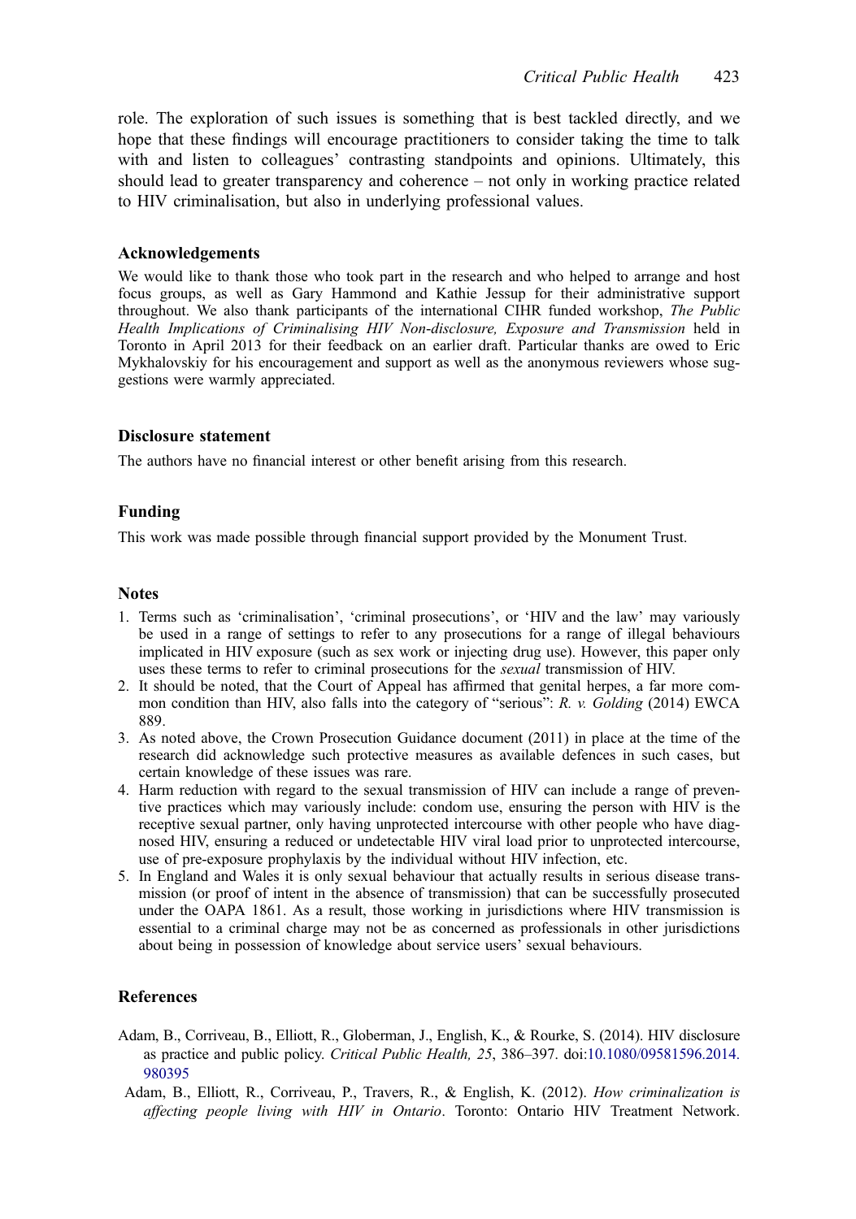role. The exploration of such issues is something that is best tackled directly, and we hope that these findings will encourage practitioners to consider taking the time to talk with and listen to colleagues' contrasting standpoints and opinions. Ultimately, this should lead to greater transparency and coherence – not only in working practice related to HIV criminalisation, but also in underlying professional values.

## Acknowledgements

We would like to thank those who took part in the research and who helped to arrange and host focus groups, as well as Gary Hammond and Kathie Jessup for their administrative support throughout. We also thank participants of the international CIHR funded workshop, *The Public Health Implications of Criminalising HIV Non-disclosure, Exposure and Transmission* held in Toronto in April 2013 for their feedback on an earlier draft. Particular thanks are owed to Eric Mykhalovskiy for his encouragement and support as well as the anonymous reviewers whose suggestions were warmly appreciated.

## Disclosure statement

The authors have no financial interest or other benefit arising from this research.

## Funding

This work was made possible through financial support provided by the Monument Trust.

## Notes

1. Terms such as 'criminalisation', 'criminal prosecutions', or 'HIV and the law' may variously be used in a range of settings to refer to any prosecutions for a range of illegal behaviours implicated in HIV exposure (such as sex work or injecting drug use). However, this paper only uses these terms to refer to criminal prosecutions for the *sexual* transmission of HIV.
2. It should be noted, that the Court of Appeal has affirmed that genital herpes, a far more common condition than HIV, also falls into the category of "serious": *R. v. Golding* (2014) EWCA 889.
3. As noted above, the Crown Prosecution Guidance document (2011) in place at the time of the research did acknowledge such protective measures as available defences in such cases, but certain knowledge of these issues was rare.
4. Harm reduction with regard to the sexual transmission of HIV can include a range of preventive practices which may variously include: condom use, ensuring the person with HIV is the receptive sexual partner, only having unprotected intercourse with other people who have diagnosed HIV, ensuring a reduced or undetectable HIV viral load prior to unprotected intercourse, use of pre-exposure prophylaxis by the individual without HIV infection, etc.
5. In England and Wales it is only sexual behaviour that actually results in serious disease transmission (or proof of intent in the absence of transmission) that can be successfully prosecuted under the OAPA 1861. As a result, those working in jurisdictions where HIV transmission is essential to a criminal charge may not be as concerned as professionals in other jurisdictions about being in possession of knowledge about service users' sexual behaviours.

## References

Adam, B., Corriveau, B., Elliott, R., Globerman, J., English, K., & Rourke, S. (2014). HIV disclosure as practice and public policy. *Critical Public Health, 25*, 386–397. doi:10.1080/09581596.2014.980395

Adam, B., Elliott, R., Corriveau, P., Travers, R., & English, K. (2012). *How criminalization is affecting people living with HIV in Ontario*. Toronto: Ontario HIV Treatment Network.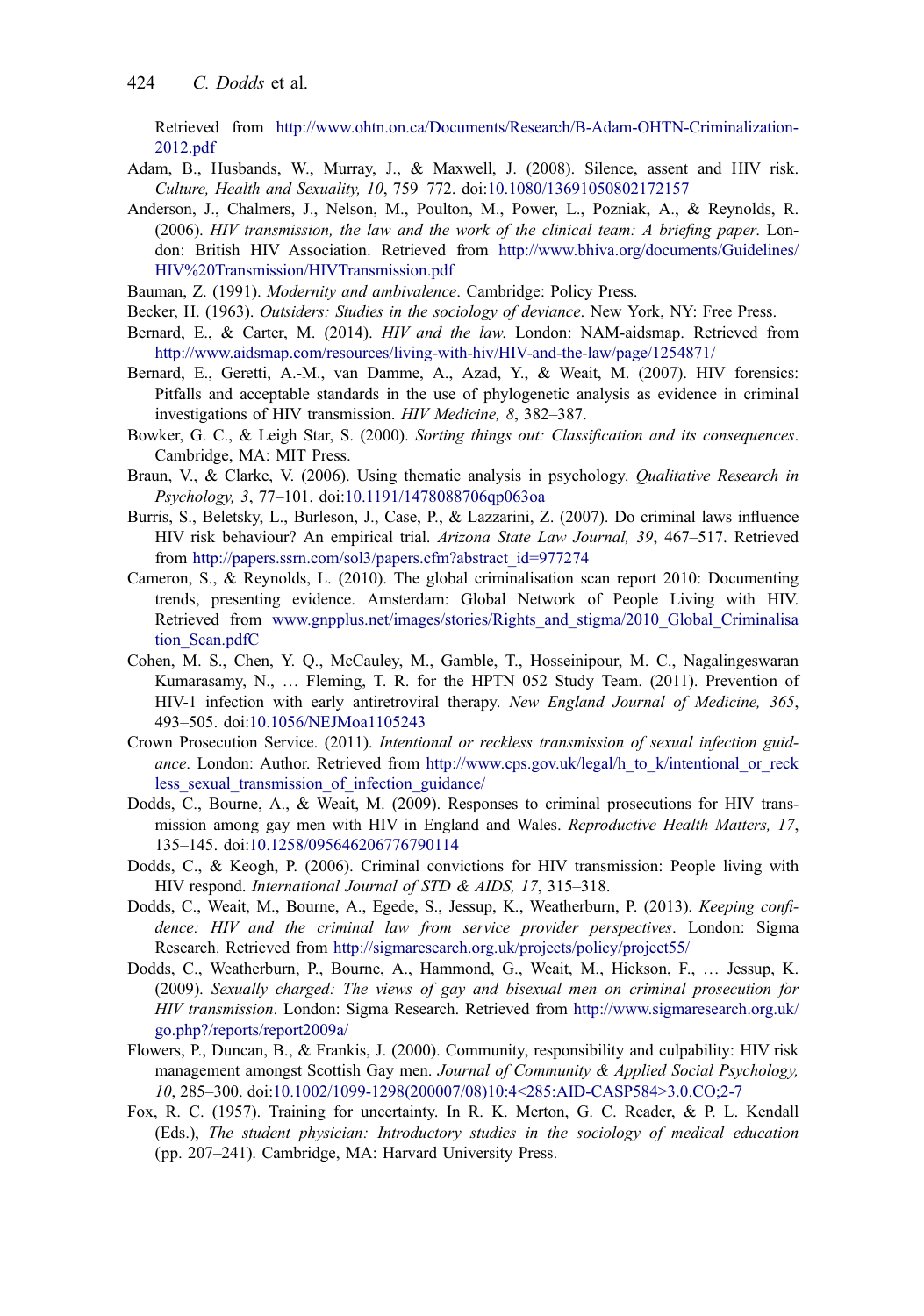Retrieved from http://www.ohtn.on.ca/Documents/Research/B-Adam-OHTN-Criminalization-2012.pdf

Adam, B., Husbands, W., Murray, J., & Maxwell, J. (2008). Silence, assent and HIV risk. *Culture, Health and Sexuality, 10*, 759–772. doi:10.1080/13691050802172157

Anderson, J., Chalmers, J., Nelson, M., Poulton, M., Power, L., Pozniak, A., & Reynolds, R. (2006). *HIV transmission, the law and the work of the clinical team: A briefing paper*. London: British HIV Association. Retrieved from http://www.bhiva.org/documents/Guidelines/HIV%20Transmission/HIVTransmission.pdf

Bauman, Z. (1991). *Modernity and ambivalence*. Cambridge: Policy Press.

Becker, H. (1963). *Outsiders: Studies in the sociology of deviance*. New York, NY: Free Press.

Bernard, E., & Carter, M. (2014). *HIV and the law*. London: NAM-aidsmap. Retrieved from http://www.aidsmap.com/resources/living-with-hiv/HIV-and-the-law/page/1254871/

Bernard, E., Geretti, A.-M., van Damme, A., Azad, Y., & Weait, M. (2007). HIV forensics: Pitfalls and acceptable standards in the use of phylogenetic analysis as evidence in criminal investigations of HIV transmission. *HIV Medicine, 8*, 382–387.

Bowker, G. C., & Leigh Star, S. (2000). *Sorting things out: Classification and its consequences*. Cambridge, MA: MIT Press.

Braun, V., & Clarke, V. (2006). Using thematic analysis in psychology. *Qualitative Research in Psychology, 3*, 77–101. doi:10.1191/1478088706qp063oa

Burris, S., Beletsky, L., Burleson, J., Case, P., & Lazzarini, Z. (2007). Do criminal laws influence HIV risk behaviour? An empirical trial. *Arizona State Law Journal, 39*, 467–517. Retrieved from http://papers.ssrn.com/sol3/papers.cfm?abstract_id=977274

Cameron, S., & Reynolds, L. (2010). The global criminalisation scan report 2010: Documenting trends, presenting evidence. Amsterdam: Global Network of People Living with HIV. Retrieved from www.gnpplus.net/images/stories/Rights_and_stigma/2010_Global_Criminalisation_Scan.pdfC

Cohen, M. S., Chen, Y. Q., McCauley, M., Gamble, T., Hosseinipour, M. C., Nagalingeswaran Kumarasamy, N., … Fleming, T. R. for the HPTN 052 Study Team. (2011). Prevention of HIV-1 infection with early antiretroviral therapy. *New England Journal of Medicine, 365*, 493–505. doi:10.1056/NEJMoa1105243

Crown Prosecution Service. (2011). *Intentional or reckless transmission of sexual infection guidance*. London: Author. Retrieved from http://www.cps.gov.uk/legal/h_to_k/intentional_or_reckless_sexual_transmission_of_infection_guidance/

Dodds, C., Bourne, A., & Weait, M. (2009). Responses to criminal prosecutions for HIV transmission among gay men with HIV in England and Wales. *Reproductive Health Matters, 17*, 135–145. doi:10.1258/095646206776790114

Dodds, C., & Keogh, P. (2006). Criminal convictions for HIV transmission: People living with HIV respond. *International Journal of STD & AIDS, 17*, 315–318.

Dodds, C., Weait, M., Bourne, A., Egede, S., Jessup, K., Weatherburn, P. (2013). *Keeping confidence: HIV and the criminal law from service provider perspectives*. London: Sigma Research. Retrieved from http://sigmaresearch.org.uk/projects/policy/project55/

Dodds, C., Weatherburn, P., Bourne, A., Hammond, G., Weait, M., Hickson, F., … Jessup, K. (2009). *Sexually charged: The views of gay and bisexual men on criminal prosecution for HIV transmission*. London: Sigma Research. Retrieved from http://www.sigmaresearch.org.uk/go.php?/reports/report2009a/

Flowers, P., Duncan, B., & Frankis, J. (2000). Community, responsibility and culpability: HIV risk management amongst Scottish Gay men. *Journal of Community & Applied Social Psychology, 10*, 285–300. doi:10.1002/1099-1298(200007/08)10:4<285:AID-CASP584>3.0.CO;2-7

Fox, R. C. (1957). Training for uncertainty. In R. K. Merton, G. C. Reader, & P. L. Kendall (Eds.), *The student physician: Introductory studies in the sociology of medical education* (pp. 207–241). Cambridge, MA: Harvard University Press.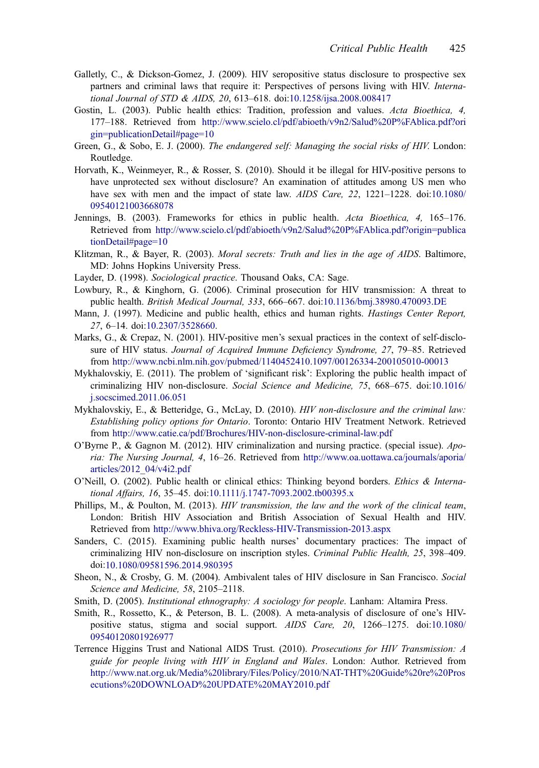Galletly, C., & Dickson-Gomez, J. (2009). HIV seropositive status disclosure to prospective sex partners and criminal laws that require it: Perspectives of persons living with HIV. *International Journal of STD & AIDS, 20*, 613–618. doi:10.1258/ijsa.2008.008417

Gostin, L. (2003). Public health ethics: Tradition, profession and values. *Acta Bioethica, 4,* 177–188. Retrieved from http://www.scielo.cl/pdf/abioeth/v9n2/Salud%20P%FAblica.pdf?origin=publicationDetail#page=10

Green, G., & Sobo, E. J. (2000). *The endangered self: Managing the social risks of HIV.* London: Routledge.

Horvath, K., Weinmeyer, R., & Rosser, S. (2010). Should it be illegal for HIV-positive persons to have unprotected sex without disclosure? An examination of attitudes among US men who have sex with men and the impact of state law. *AIDS Care, 22*, 1221–1228. doi:10.1080/09540121003668078

Jennings, B. (2003). Frameworks for ethics in public health. *Acta Bioethica, 4,* 165–176. Retrieved from http://www.scielo.cl/pdf/abioeth/v9n2/Salud%20P%FAblica.pdf?origin=publicationDetail#page=10

Klitzman, R., & Bayer, R. (2003). *Moral secrets: Truth and lies in the age of AIDS*. Baltimore, MD: Johns Hopkins University Press.

Layder, D. (1998). *Sociological practice*. Thousand Oaks, CA: Sage.

Lowbury, R., & Kinghorn, G. (2006). Criminal prosecution for HIV transmission: A threat to public health. *British Medical Journal, 333*, 666–667. doi:10.1136/bmj.38980.470093.DE

Mann, J. (1997). Medicine and public health, ethics and human rights. *Hastings Center Report, 27*, 6–14. doi:10.2307/3528660.

Marks, G., & Crepaz, N. (2001). HIV-positive men's sexual practices in the context of self-disclosure of HIV status. *Journal of Acquired Immune Deficiency Syndrome, 27*, 79–85. Retrieved from http://www.ncbi.nlm.nih.gov/pubmed/1140452410.1097/00126334-200105010-00013

Mykhalovskiy, E. (2011). The problem of 'significant risk': Exploring the public health impact of criminalizing HIV non-disclosure. *Social Science and Medicine, 75*, 668–675. doi:10.1016/j.socscimed.2011.06.051

Mykhalovskiy, E., & Betteridge, G., McLay, D. (2010). *HIV non-disclosure and the criminal law: Establishing policy options for Ontario*. Toronto: Ontario HIV Treatment Network. Retrieved from http://www.catie.ca/pdf/Brochures/HIV-non-disclosure-criminal-law.pdf

O'Byrne P., & Gagnon M. (2012). HIV criminalization and nursing practice. (special issue). *Aporia: The Nursing Journal, 4*, 16–26. Retrieved from http://www.oa.uottawa.ca/journals/aporia/articles/2012_04/v4i2.pdf

O'Neill, O. (2002). Public health or clinical ethics: Thinking beyond borders. *Ethics & International Affairs, 16*, 35–45. doi:10.1111/j.1747-7093.2002.tb00395.x

Phillips, M., & Poulton, M. (2013). *HIV transmission, the law and the work of the clinical team*, London: British HIV Association and British Association of Sexual Health and HIV. Retrieved from http://www.bhiva.org/Reckless-HIV-Transmission-2013.aspx

Sanders, C. (2015). Examining public health nurses' documentary practices: The impact of criminalizing HIV non-disclosure on inscription styles. *Criminal Public Health, 25*, 398–409. doi:10.1080/09581596.2014.980395

Sheon, N., & Crosby, G. M. (2004). Ambivalent tales of HIV disclosure in San Francisco. *Social Science and Medicine, 58*, 2105–2118.

Smith, D. (2005). *Institutional ethnography: A sociology for people*. Lanham: Altamira Press.

Smith, R., Rossetto, K., & Peterson, B. L. (2008). A meta-analysis of disclosure of one's HIV-positive status, stigma and social support. *AIDS Care, 20*, 1266–1275. doi:10.1080/09540120801926977

Terrence Higgins Trust and National AIDS Trust. (2010). *Prosecutions for HIV Transmission: A guide for people living with HIV in England and Wales*. London: Author. Retrieved from http://www.nat.org.uk/Media%20library/Files/Policy/2010/NAT-THT%20Guide%20re%20Prosecutions%20DOWNLOAD%20UPDATE%20MAY2010.pdf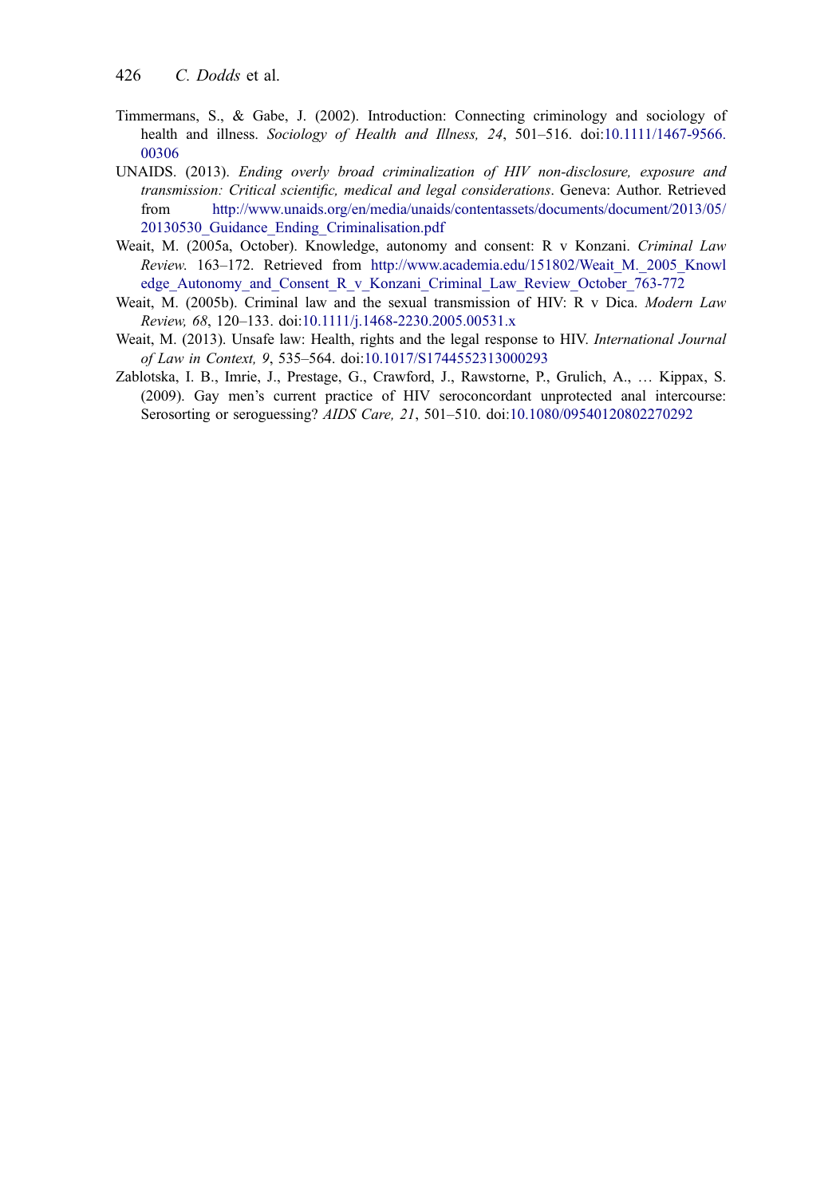Timmermans, S., & Gabe, J. (2002). Introduction: Connecting criminology and sociology of health and illness. *Sociology of Health and Illness, 24*, 501–516. doi:10.1111/1467-9566.00306

UNAIDS. (2013). *Ending overly broad criminalization of HIV non-disclosure, exposure and transmission: Critical scientific, medical and legal considerations*. Geneva: Author. Retrieved from http://www.unaids.org/en/media/unaids/contentassets/documents/document/2013/05/20130530_Guidance_Ending_Criminalisation.pdf

Weait, M. (2005a, October). Knowledge, autonomy and consent: R v Konzani. *Criminal Law Review*. 163–172. Retrieved from http://www.academia.edu/151802/Weait_M._2005_Knowledge_Autonomy_and_Consent_R_v_Konzani_Criminal_Law_Review_October_763-772

Weait, M. (2005b). Criminal law and the sexual transmission of HIV: R v Dica. *Modern Law Review, 68*, 120–133. doi:10.1111/j.1468-2230.2005.00531.x

Weait, M. (2013). Unsafe law: Health, rights and the legal response to HIV. *International Journal of Law in Context, 9*, 535–564. doi:10.1017/S1744552313000293

Zablotska, I. B., Imrie, J., Prestage, G., Crawford, J., Rawstorne, P., Grulich, A., … Kippax, S. (2009). Gay men's current practice of HIV seroconcordant unprotected anal intercourse: Serosorting or seroguessing? *AIDS Care, 21*, 501–510. doi:10.1080/09540120802270292